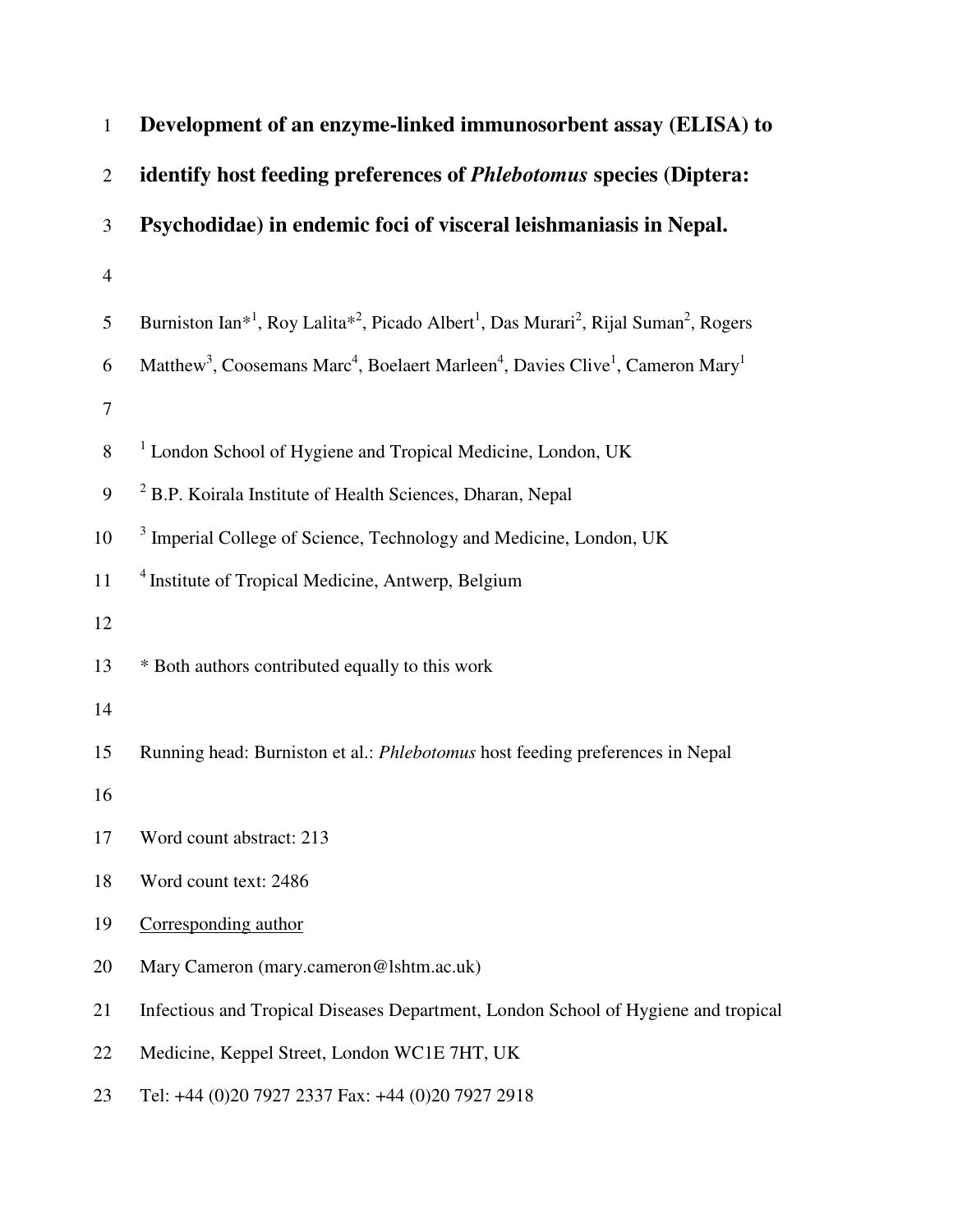# Development of an enzyme-linked immunosorbent assay (ELISA) to identify host feeding preferences of *Phlebotomus* species (Diptera: Psychodidae) in endemic foci of visceral leishmaniasis in Nepal.

Burniston Ian*[1], Roy Lalita*[2], Picado Albert[1], Das Murari[2], Rijal Suman[2], Rogers Matthew[3], Coosemans Marc[4], Boelaert Marleen[4], Davies Clive[1], Cameron Mary[1]

[1] London School of Hygiene and Tropical Medicine, London, UK

[2] B.P. Koirala Institute of Health Sciences, Dharan, Nepal

[3] Imperial College of Science, Technology and Medicine, London, UK

[4] Institute of Tropical Medicine, Antwerp, Belgium

* Both authors contributed equally to this work

Running head: Burniston et al.: *Phlebotomus* host feeding preferences in Nepal

Word count abstract: 213

Word count text: 2486

Corresponding author

Mary Cameron (mary.cameron@lshtm.ac.uk)

Infectious and Tropical Diseases Department, London School of Hygiene and tropical Medicine, Keppel Street, London WC1E 7HT, UK

Tel: +44 (0)20 7927 2337 Fax: +44 (0)20 7927 2918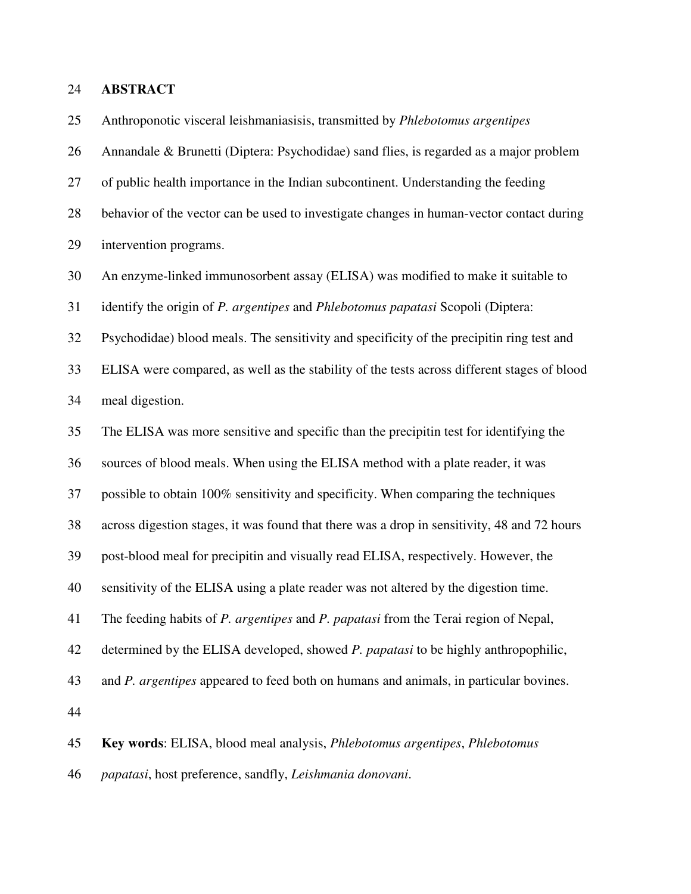## ABSTRACT

Anthroponotic visceral leishmaniasisis, transmitted by *Phlebotomus argentipes* Annandale & Brunetti (Diptera: Psychodidae) sand flies, is regarded as a major problem of public health importance in the Indian subcontinent. Understanding the feeding behavior of the vector can be used to investigate changes in human-vector contact during intervention programs.

An enzyme-linked immunosorbent assay (ELISA) was modified to make it suitable to identify the origin of *P. argentipes* and *Phlebotomus papatasi* Scopoli (Diptera: Psychodidae) blood meals. The sensitivity and specificity of the precipitin ring test and ELISA were compared, as well as the stability of the tests across different stages of blood meal digestion.

The ELISA was more sensitive and specific than the precipitin test for identifying the sources of blood meals. When using the ELISA method with a plate reader, it was possible to obtain 100% sensitivity and specificity. When comparing the techniques across digestion stages, it was found that there was a drop in sensitivity, 48 and 72 hours post-blood meal for precipitin and visually read ELISA, respectively. However, the sensitivity of the ELISA using a plate reader was not altered by the digestion time. The feeding habits of *P. argentipes* and *P. papatasi* from the Terai region of Nepal, determined by the ELISA developed, showed *P. papatasi* to be highly anthropophilic, and *P. argentipes* appeared to feed both on humans and animals, in particular bovines.

**Key words**: ELISA, blood meal analysis, *Phlebotomus argentipes*, *Phlebotomus papatasi*, host preference, sandfly, *Leishmania donovani*.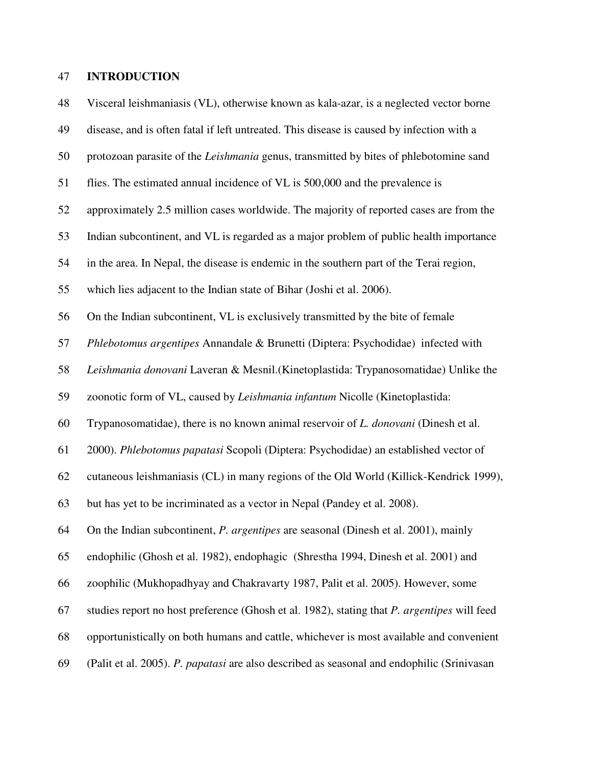## INTRODUCTION

Visceral leishmaniasis (VL), otherwise known as kala-azar, is a neglected vector borne disease, and is often fatal if left untreated. This disease is caused by infection with a protozoan parasite of the *Leishmania* genus, transmitted by bites of phlebotomine sand flies. The estimated annual incidence of VL is 500,000 and the prevalence is approximately 2.5 million cases worldwide. The majority of reported cases are from the Indian subcontinent, and VL is regarded as a major problem of public health importance in the area. In Nepal, the disease is endemic in the southern part of the Terai region, which lies adjacent to the Indian state of Bihar (Joshi et al. 2006).

On the Indian subcontinent, VL is exclusively transmitted by the bite of female *Phlebotomus argentipes* Annandale & Brunetti (Diptera: Psychodidae) infected with *Leishmania donovani* Laveran & Mesnil.(Kinetoplastida: Trypanosomatidae) Unlike the zoonotic form of VL, caused by *Leishmania infantum* Nicolle (Kinetoplastida: Trypanosomatidae), there is no known animal reservoir of *L. donovani* (Dinesh et al. 2000). *Phlebotomus papatasi* Scopoli (Diptera: Psychodidae) an established vector of cutaneous leishmaniasis (CL) in many regions of the Old World (Killick-Kendrick 1999), but has yet to be incriminated as a vector in Nepal (Pandey et al. 2008).

On the Indian subcontinent, *P. argentipes* are seasonal (Dinesh et al. 2001), mainly endophilic (Ghosh et al. 1982), endophagic (Shrestha 1994, Dinesh et al. 2001) and zoophilic (Mukhopadhyay and Chakravarty 1987, Palit et al. 2005). However, some studies report no host preference (Ghosh et al. 1982), stating that *P. argentipes* will feed opportunistically on both humans and cattle, whichever is most available and convenient (Palit et al. 2005). *P. papatasi* are also described as seasonal and endophilic (Srinivasan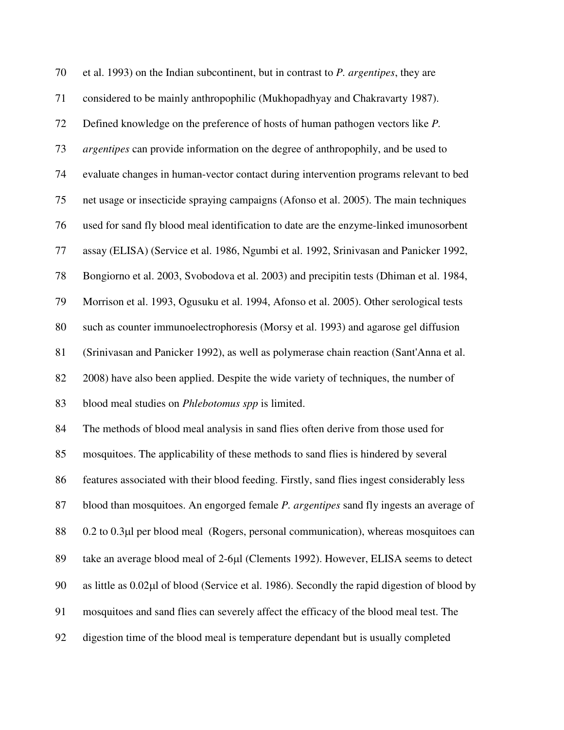et al. 1993) on the Indian subcontinent, but in contrast to *P. argentipes*, they are considered to be mainly anthropophilic (Mukhopadhyay and Chakravarty 1987). Defined knowledge on the preference of hosts of human pathogen vectors like *P. argentipes* can provide information on the degree of anthropophily, and be used to evaluate changes in human-vector contact during intervention programs relevant to bed net usage or insecticide spraying campaigns (Afonso et al. 2005). The main techniques used for sand fly blood meal identification to date are the enzyme-linked imunosorbent assay (ELISA) (Service et al. 1986, Ngumbi et al. 1992, Srinivasan and Panicker 1992, Bongiorno et al. 2003, Svobodova et al. 2003) and precipitin tests (Dhiman et al. 1984, Morrison et al. 1993, Ogusuku et al. 1994, Afonso et al. 2005). Other serological tests such as counter immunoelectrophoresis (Morsy et al. 1993) and agarose gel diffusion (Srinivasan and Panicker 1992), as well as polymerase chain reaction (Sant'Anna et al. 2008) have also been applied. Despite the wide variety of techniques, the number of blood meal studies on *Phlebotomus spp* is limited.

The methods of blood meal analysis in sand flies often derive from those used for mosquitoes. The applicability of these methods to sand flies is hindered by several features associated with their blood feeding. Firstly, sand flies ingest considerably less blood than mosquitoes. An engorged female *P. argentipes* sand fly ingests an average of 0.2 to 0.3µl per blood meal (Rogers, personal communication), whereas mosquitoes can take an average blood meal of 2-6µl (Clements 1992). However, ELISA seems to detect as little as 0.02µl of blood (Service et al. 1986). Secondly the rapid digestion of blood by mosquitoes and sand flies can severely affect the efficacy of the blood meal test. The digestion time of the blood meal is temperature dependant but is usually completed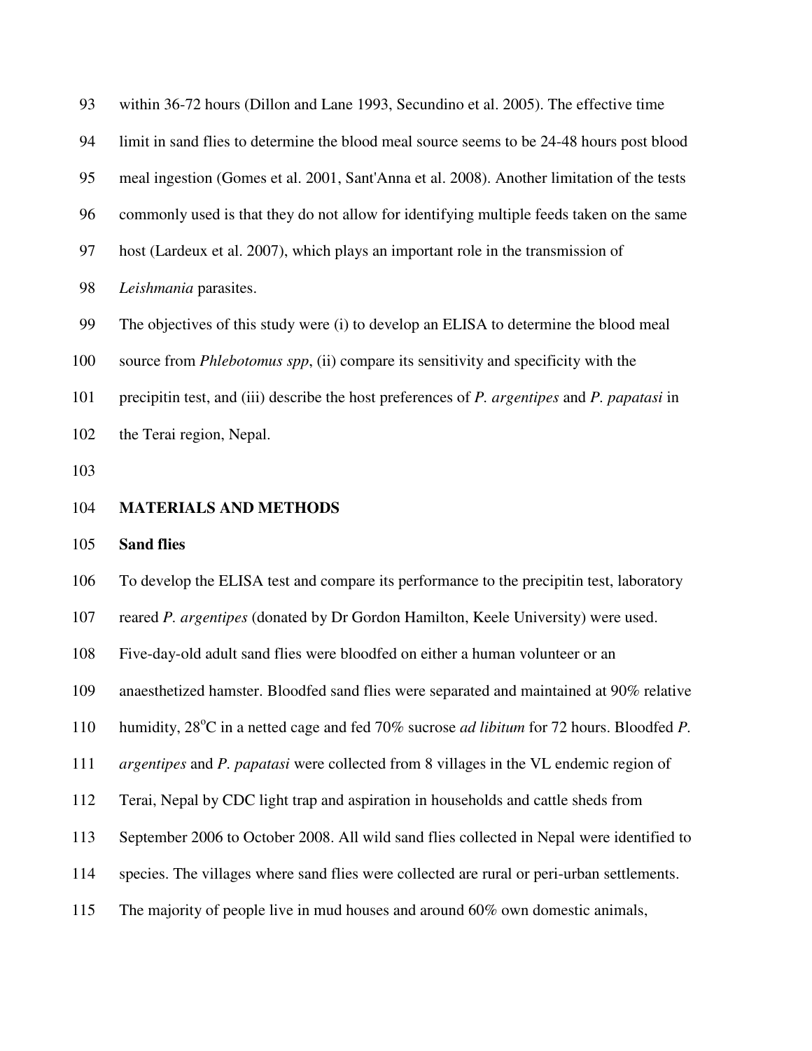within 36-72 hours (Dillon and Lane 1993, Secundino et al. 2005). The effective time limit in sand flies to determine the blood meal source seems to be 24-48 hours post blood meal ingestion (Gomes et al. 2001, Sant'Anna et al. 2008). Another limitation of the tests commonly used is that they do not allow for identifying multiple feeds taken on the same host (Lardeux et al. 2007), which plays an important role in the transmission of *Leishmania* parasites.

The objectives of this study were (i) to develop an ELISA to determine the blood meal source from *Phlebotomus spp*, (ii) compare its sensitivity and specificity with the precipitin test, and (iii) describe the host preferences of *P. argentipes* and *P. papatasi* in the Terai region, Nepal.

## MATERIALS AND METHODS

### Sand flies

To develop the ELISA test and compare its performance to the precipitin test, laboratory reared *P. argentipes* (donated by Dr Gordon Hamilton, Keele University) were used. Five-day-old adult sand flies were bloodfed on either a human volunteer or an anaesthetized hamster. Bloodfed sand flies were separated and maintained at 90% relative humidity, 28°C in a netted cage and fed 70% sucrose *ad libitum* for 72 hours. Bloodfed *P. argentipes* and *P. papatasi* were collected from 8 villages in the VL endemic region of Terai, Nepal by CDC light trap and aspiration in households and cattle sheds from September 2006 to October 2008. All wild sand flies collected in Nepal were identified to species. The villages where sand flies were collected are rural or peri-urban settlements. The majority of people live in mud houses and around 60% own domestic animals,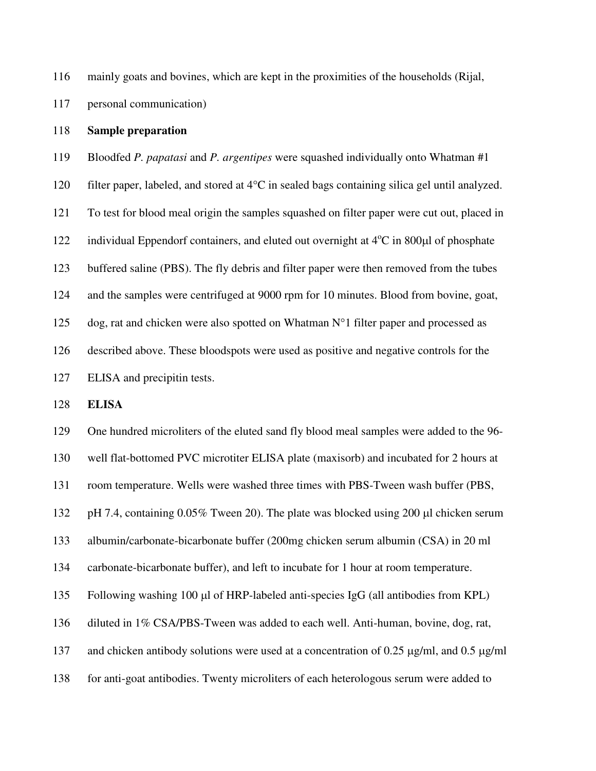mainly goats and bovines, which are kept in the proximities of the households (Rijal, personal communication)

**Sample preparation**

Bloodfed *P. papatasi* and *P. argentipes* were squashed individually onto Whatman #1 filter paper, labeled, and stored at 4°C in sealed bags containing silica gel until analyzed. To test for blood meal origin the samples squashed on filter paper were cut out, placed in individual Eppendorf containers, and eluted out overnight at 4°C in 800µl of phosphate buffered saline (PBS). The fly debris and filter paper were then removed from the tubes and the samples were centrifuged at 9000 rpm for 10 minutes. Blood from bovine, goat, dog, rat and chicken were also spotted on Whatman N°1 filter paper and processed as described above. These bloodspots were used as positive and negative controls for the ELISA and precipitin tests.

**ELISA**

One hundred microliters of the eluted sand fly blood meal samples were added to the 96-well flat-bottomed PVC microtiter ELISA plate (maxisorb) and incubated for 2 hours at room temperature. Wells were washed three times with PBS-Tween wash buffer (PBS, pH 7.4, containing 0.05% Tween 20). The plate was blocked using 200 µl chicken serum albumin/carbonate-bicarbonate buffer (200mg chicken serum albumin (CSA) in 20 ml carbonate-bicarbonate buffer), and left to incubate for 1 hour at room temperature. Following washing 100 µl of HRP-labeled anti-species IgG (all antibodies from KPL) diluted in 1% CSA/PBS-Tween was added to each well. Anti-human, bovine, dog, rat, and chicken antibody solutions were used at a concentration of 0.25 µg/ml, and 0.5 µg/ml for anti-goat antibodies. Twenty microliters of each heterologous serum were added to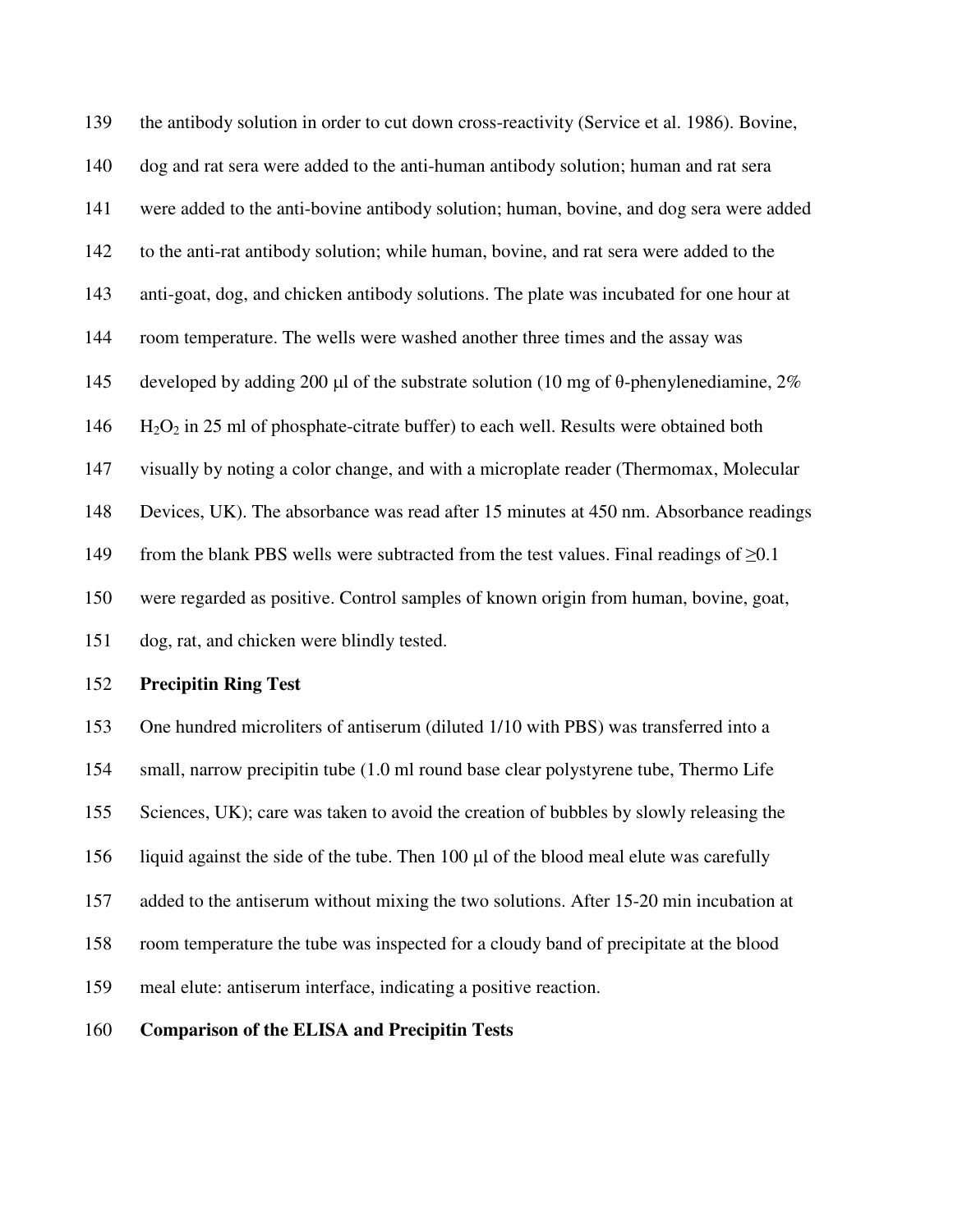the antibody solution in order to cut down cross-reactivity (Service et al. 1986). Bovine, dog and rat sera were added to the anti-human antibody solution; human and rat sera were added to the anti-bovine antibody solution; human, bovine, and dog sera were added to the anti-rat antibody solution; while human, bovine, and rat sera were added to the anti-goat, dog, and chicken antibody solutions. The plate was incubated for one hour at room temperature. The wells were washed another three times and the assay was developed by adding 200 μl of the substrate solution (10 mg of θ-phenylenediamine, 2% $H_2O_2$ in 25 ml of phosphate-citrate buffer) to each well. Results were obtained both visually by noting a color change, and with a microplate reader (Thermomax, Molecular Devices, UK). The absorbance was read after 15 minutes at 450 nm. Absorbance readings from the blank PBS wells were subtracted from the test values. Final readings of $\geq 0.1$ were regarded as positive. Control samples of known origin from human, bovine, goat, dog, rat, and chicken were blindly tested.

**Precipitin Ring Test**

One hundred microliters of antiserum (diluted 1/10 with PBS) was transferred into a small, narrow precipitin tube (1.0 ml round base clear polystyrene tube, Thermo Life Sciences, UK); care was taken to avoid the creation of bubbles by slowly releasing the liquid against the side of the tube. Then 100 μl of the blood meal elute was carefully added to the antiserum without mixing the two solutions. After 15-20 min incubation at room temperature the tube was inspected for a cloudy band of precipitate at the blood meal elute: antiserum interface, indicating a positive reaction.

**Comparison of the ELISA and Precipitin Tests**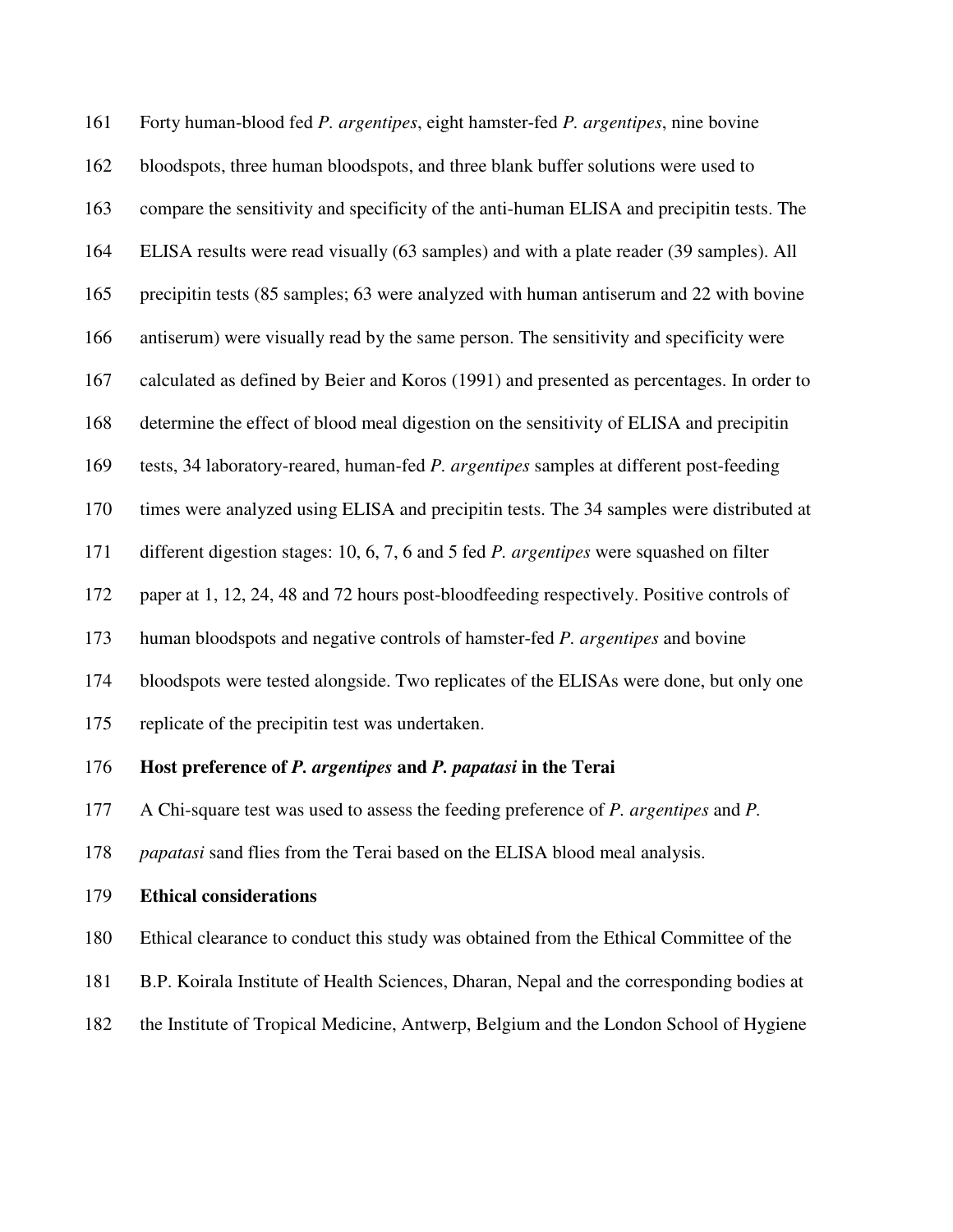Forty human-blood fed *P. argentipes*, eight hamster-fed *P. argentipes*, nine bovine bloodspots, three human bloodspots, and three blank buffer solutions were used to compare the sensitivity and specificity of the anti-human ELISA and precipitin tests. The ELISA results were read visually (63 samples) and with a plate reader (39 samples). All precipitin tests (85 samples; 63 were analyzed with human antiserum and 22 with bovine antiserum) were visually read by the same person. The sensitivity and specificity were calculated as defined by Beier and Koros (1991) and presented as percentages. In order to determine the effect of blood meal digestion on the sensitivity of ELISA and precipitin tests, 34 laboratory-reared, human-fed *P. argentipes* samples at different post-feeding times were analyzed using ELISA and precipitin tests. The 34 samples were distributed at different digestion stages: 10, 6, 7, 6 and 5 fed *P. argentipes* were squashed on filter paper at 1, 12, 24, 48 and 72 hours post-bloodfeeding respectively. Positive controls of human bloodspots and negative controls of hamster-fed *P. argentipes* and bovine bloodspots were tested alongside. Two replicates of the ELISAs were done, but only one replicate of the precipitin test was undertaken.

**Host preference of *P. argentipes* and *P. papatasi* in the Terai**

A Chi-square test was used to assess the feeding preference of *P. argentipes* and *P. papatasi* sand flies from the Terai based on the ELISA blood meal analysis.

**Ethical considerations**

Ethical clearance to conduct this study was obtained from the Ethical Committee of the B.P. Koirala Institute of Health Sciences, Dharan, Nepal and the corresponding bodies at the Institute of Tropical Medicine, Antwerp, Belgium and the London School of Hygiene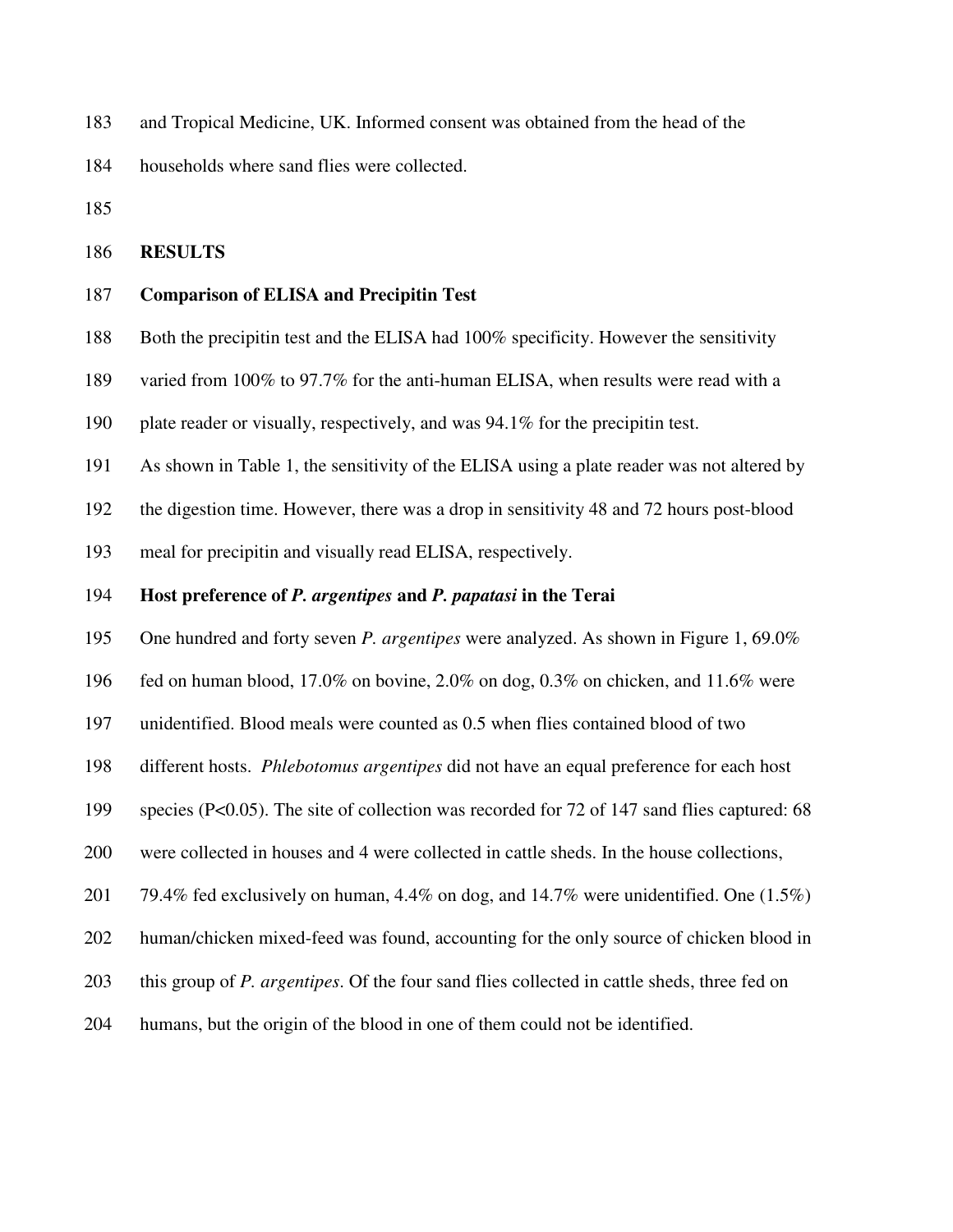and Tropical Medicine, UK. Informed consent was obtained from the head of the households where sand flies were collected.

## RESULTS

### Comparison of ELISA and Precipitin Test

Both the precipitin test and the ELISA had 100% specificity. However the sensitivity varied from 100% to 97.7% for the anti-human ELISA, when results were read with a plate reader or visually, respectively, and was 94.1% for the precipitin test.

As shown in Table 1, the sensitivity of the ELISA using a plate reader was not altered by the digestion time. However, there was a drop in sensitivity 48 and 72 hours post-blood meal for precipitin and visually read ELISA, respectively.

### Host preference of *P. argentipes* and *P. papatasi* in the Terai

One hundred and forty seven *P. argentipes* were analyzed. As shown in Figure 1, 69.0% fed on human blood, 17.0% on bovine, 2.0% on dog, 0.3% on chicken, and 11.6% were unidentified. Blood meals were counted as 0.5 when flies contained blood of two different hosts. *Phlebotomus argentipes* did not have an equal preference for each host species ($P<0.05$). The site of collection was recorded for 72 of 147 sand flies captured: 68 were collected in houses and 4 were collected in cattle sheds. In the house collections, 79.4% fed exclusively on human, 4.4% on dog, and 14.7% were unidentified. One (1.5%) human/chicken mixed-feed was found, accounting for the only source of chicken blood in this group of *P. argentipes*. Of the four sand flies collected in cattle sheds, three fed on humans, but the origin of the blood in one of them could not be identified.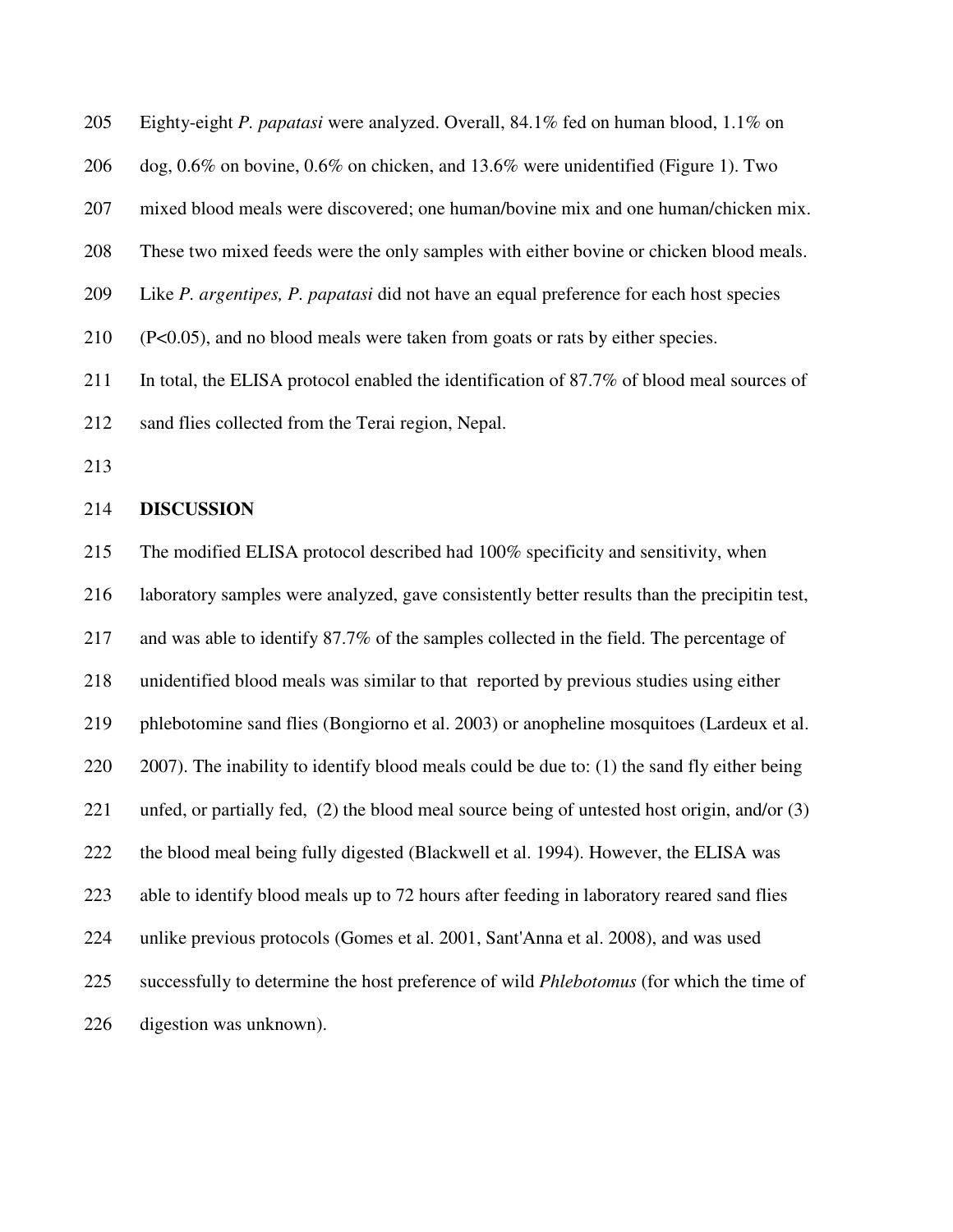Eighty-eight *P. papatasi* were analyzed. Overall, 84.1% fed on human blood, 1.1% on dog, 0.6% on bovine, 0.6% on chicken, and 13.6% were unidentified (Figure 1). Two mixed blood meals were discovered; one human/bovine mix and one human/chicken mix. These two mixed feeds were the only samples with either bovine or chicken blood meals. Like *P. argentipes, P. papatasi* did not have an equal preference for each host species ($P<0.05$), and no blood meals were taken from goats or rats by either species.
In total, the ELISA protocol enabled the identification of 87.7% of blood meal sources of sand flies collected from the Terai region, Nepal.

## DISCUSSION

The modified ELISA protocol described had 100% specificity and sensitivity, when laboratory samples were analyzed, gave consistently better results than the precipitin test, and was able to identify 87.7% of the samples collected in the field. The percentage of unidentified blood meals was similar to that reported by previous studies using either phlebotomine sand flies (Bongiorno et al. 2003) or anopheline mosquitoes (Lardeux et al. 2007). The inability to identify blood meals could be due to: (1) the sand fly either being unfed, or partially fed, (2) the blood meal source being of untested host origin, and/or (3) the blood meal being fully digested (Blackwell et al. 1994). However, the ELISA was able to identify blood meals up to 72 hours after feeding in laboratory reared sand flies unlike previous protocols (Gomes et al. 2001, Sant'Anna et al. 2008), and was used successfully to determine the host preference of wild *Phlebotomus* (for which the time of digestion was unknown).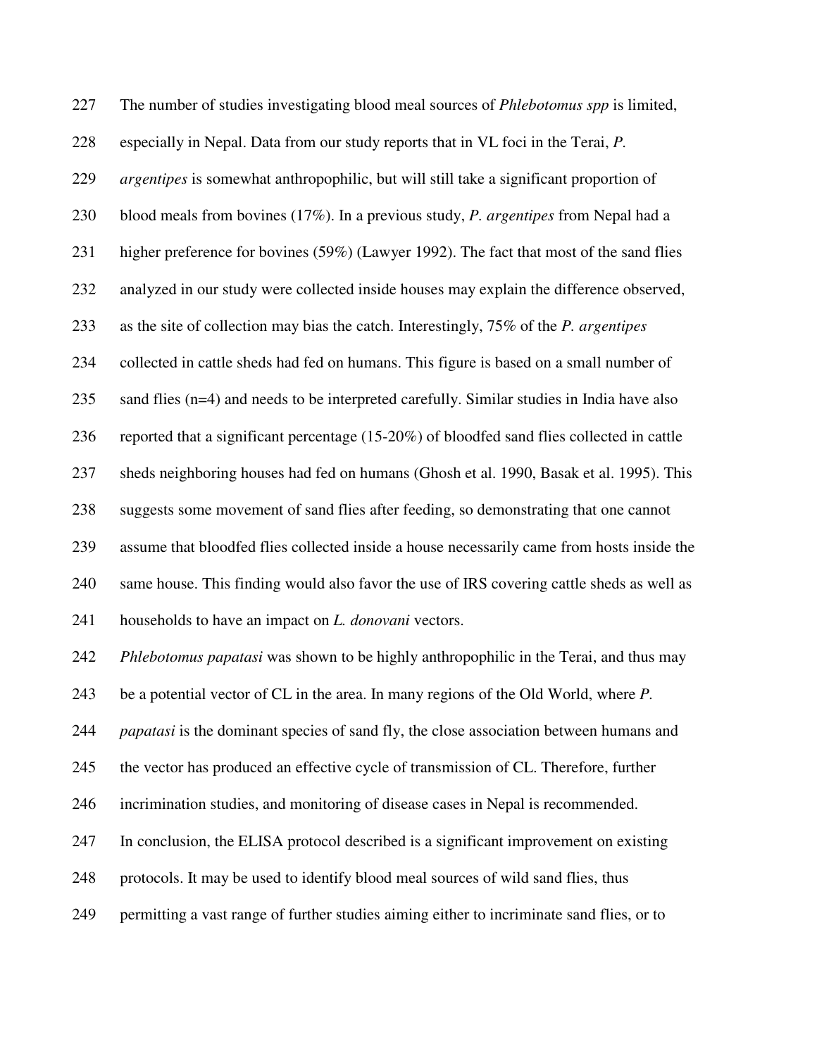The number of studies investigating blood meal sources of *Phlebotomus spp* is limited, especially in Nepal. Data from our study reports that in VL foci in the Terai, *P. argentipes* is somewhat anthropophilic, but will still take a significant proportion of blood meals from bovines (17%). In a previous study, *P. argentipes* from Nepal had a higher preference for bovines (59%) (Lawyer 1992). The fact that most of the sand flies analyzed in our study were collected inside houses may explain the difference observed, as the site of collection may bias the catch. Interestingly, 75% of the *P. argentipes* collected in cattle sheds had fed on humans. This figure is based on a small number of sand flies (n=4) and needs to be interpreted carefully. Similar studies in India have also reported that a significant percentage (15-20%) of bloodfed sand flies collected in cattle sheds neighboring houses had fed on humans (Ghosh et al. 1990, Basak et al. 1995). This suggests some movement of sand flies after feeding, so demonstrating that one cannot assume that bloodfed flies collected inside a house necessarily came from hosts inside the same house. This finding would also favor the use of IRS covering cattle sheds as well as households to have an impact on *L. donovani* vectors.

*Phlebotomus papatasi* was shown to be highly anthropophilic in the Terai, and thus may be a potential vector of CL in the area. In many regions of the Old World, where *P. papatasi* is the dominant species of sand fly, the close association between humans and the vector has produced an effective cycle of transmission of CL. Therefore, further incrimination studies, and monitoring of disease cases in Nepal is recommended.

In conclusion, the ELISA protocol described is a significant improvement on existing protocols. It may be used to identify blood meal sources of wild sand flies, thus permitting a vast range of further studies aiming either to incriminate sand flies, or to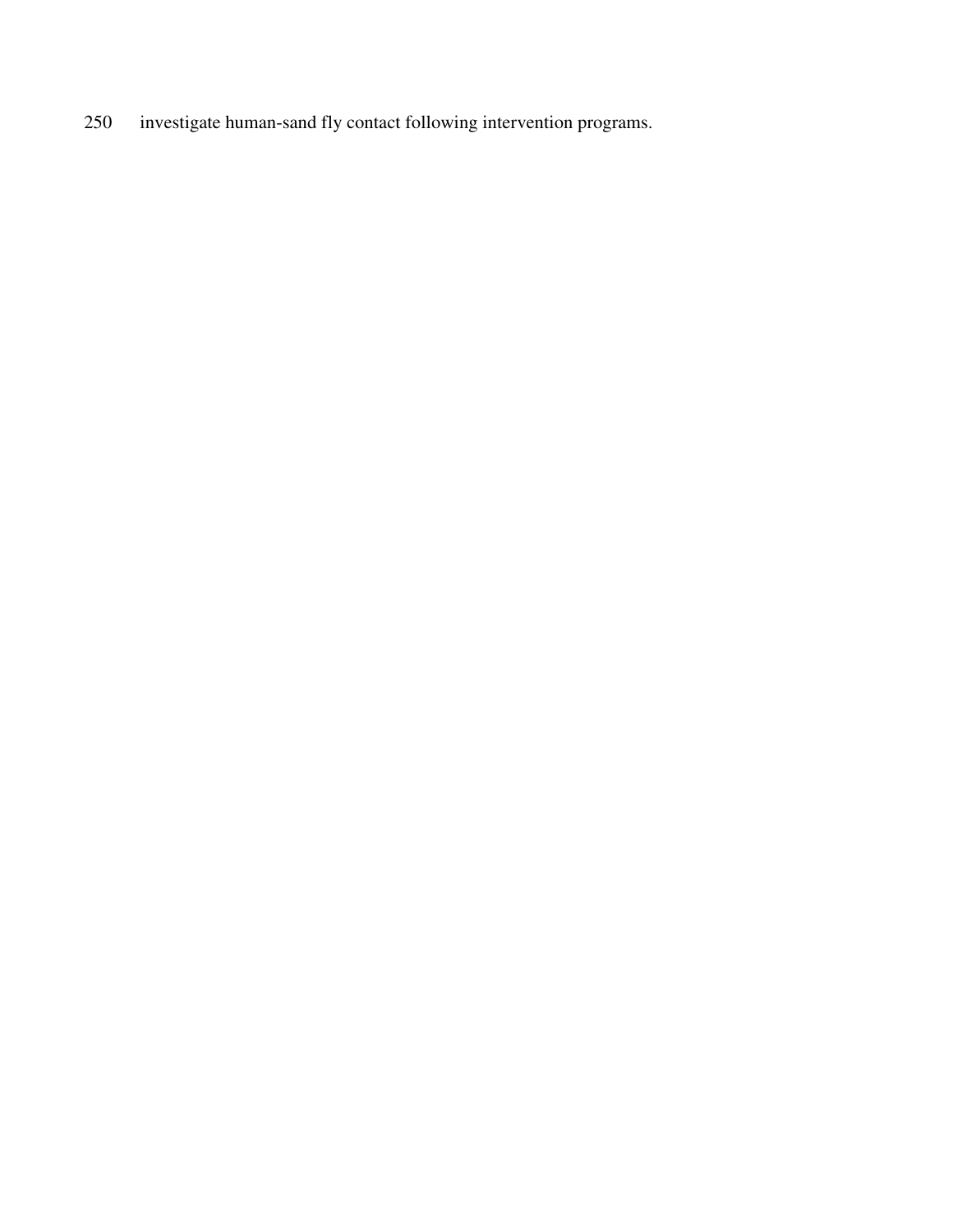investigate human-sand fly contact following intervention programs.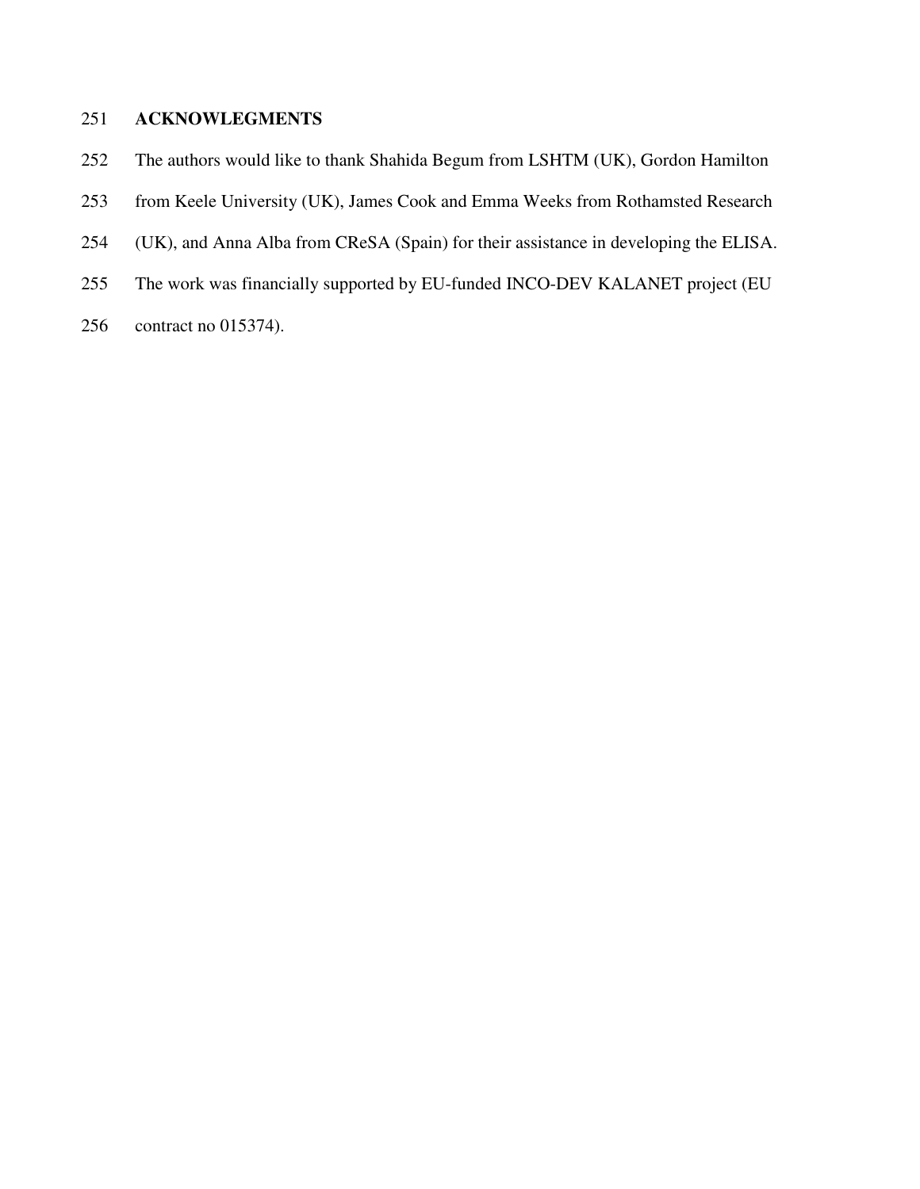## ACKNOWLEGMENTS

The authors would like to thank Shahida Begum from LSHTM (UK), Gordon Hamilton from Keele University (UK), James Cook and Emma Weeks from Rothamsted Research (UK), and Anna Alba from CReSA (Spain) for their assistance in developing the ELISA. The work was financially supported by EU-funded INCO-DEV KALANET project (EU contract no 015374).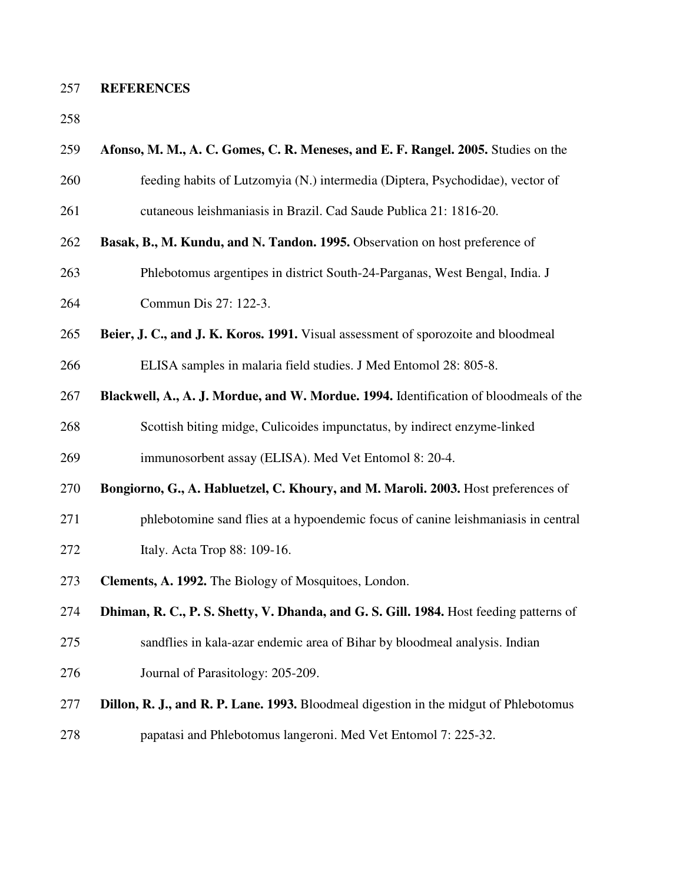## REFERENCES

**Afonso, M. M., A. C. Gomes, C. R. Meneses, and E. F. Rangel. 2005.** Studies on the feeding habits of Lutzomyia (N.) intermedia (Diptera, Psychodidae), vector of cutaneous leishmaniasis in Brazil. Cad Saude Publica 21: 1816-20.

**Basak, B., M. Kundu, and N. Tandon. 1995.** Observation on host preference of Phlebotomus argentipes in district South-24-Parganas, West Bengal, India. J Commun Dis 27: 122-3.

**Beier, J. C., and J. K. Koros. 1991.** Visual assessment of sporozoite and bloodmeal ELISA samples in malaria field studies. J Med Entomol 28: 805-8.

**Blackwell, A., A. J. Mordue, and W. Mordue. 1994.** Identification of bloodmeals of the Scottish biting midge, Culicoides impunctatus, by indirect enzyme-linked immunosorbent assay (ELISA). Med Vet Entomol 8: 20-4.

**Bongiorno, G., A. Habluetzel, C. Khoury, and M. Maroli. 2003.** Host preferences of phlebotomine sand flies at a hypoendemic focus of canine leishmaniasis in central Italy. Acta Trop 88: 109-16.

**Clements, A. 1992.** The Biology of Mosquitoes, London.

**Dhiman, R. C., P. S. Shetty, V. Dhanda, and G. S. Gill. 1984.** Host feeding patterns of sandflies in kala-azar endemic area of Bihar by bloodmeal analysis. Indian Journal of Parasitology: 205-209.

**Dillon, R. J., and R. P. Lane. 1993.** Bloodmeal digestion in the midgut of Phlebotomus papatasi and Phlebotomus langeroni. Med Vet Entomol 7: 225-32.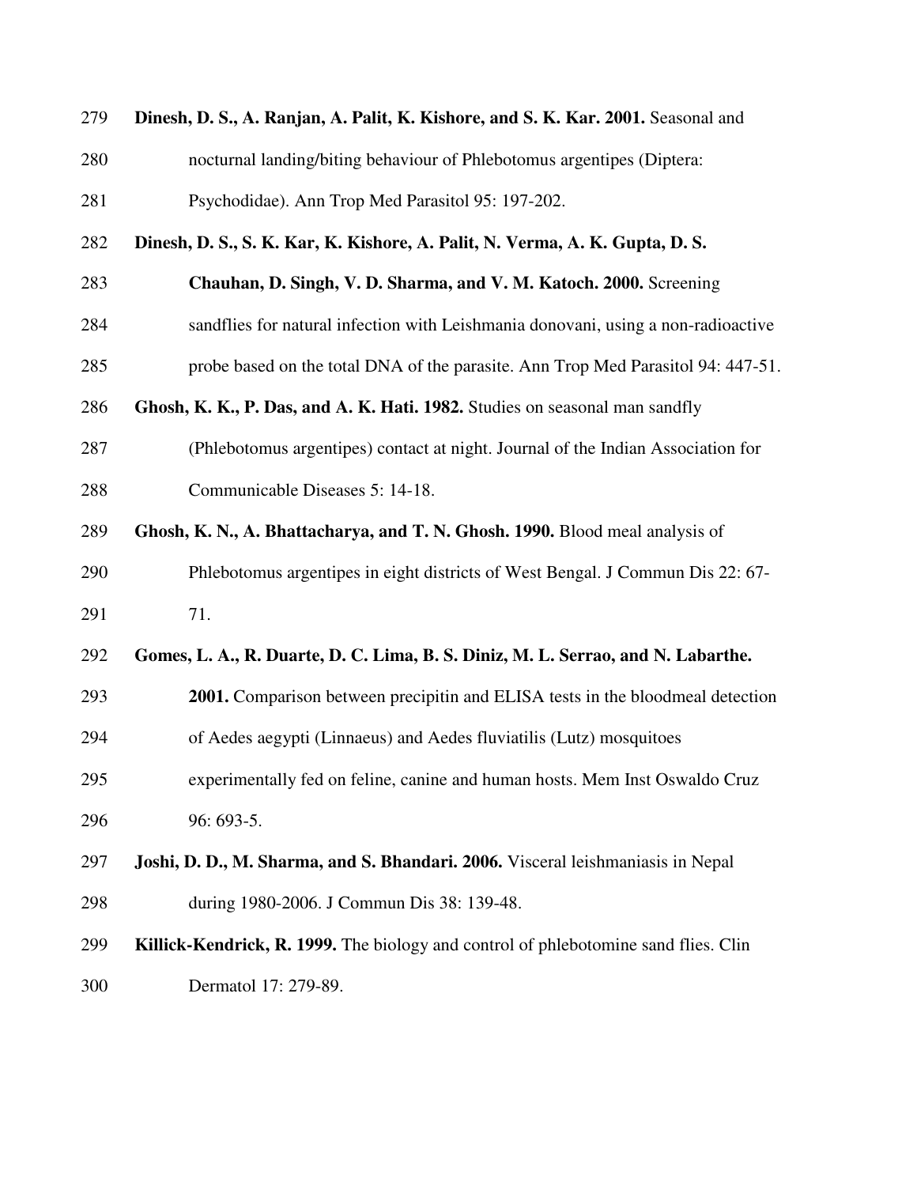**Dinesh, D. S., A. Ranjan, A. Palit, K. Kishore, and S. K. Kar. 2001.** Seasonal and nocturnal landing/biting behaviour of Phlebotomus argentipes (Diptera: Psychodidae). Ann Trop Med Parasitol 95: 197-202.

**Dinesh, D. S., S. K. Kar, K. Kishore, A. Palit, N. Verma, A. K. Gupta, D. S. Chauhan, D. Singh, V. D. Sharma, and V. M. Katoch. 2000.** Screening sandflies for natural infection with Leishmania donovani, using a non-radioactive probe based on the total DNA of the parasite. Ann Trop Med Parasitol 94: 447-51.

**Ghosh, K. K., P. Das, and A. K. Hati. 1982.** Studies on seasonal man sandfly (Phlebotomus argentipes) contact at night. Journal of the Indian Association for Communicable Diseases 5: 14-18.

**Ghosh, K. N., A. Bhattacharya, and T. N. Ghosh. 1990.** Blood meal analysis of Phlebotomus argentipes in eight districts of West Bengal. J Commun Dis 22: 67-71.

**Gomes, L. A., R. Duarte, D. C. Lima, B. S. Diniz, M. L. Serrao, and N. Labarthe. 2001.** Comparison between precipitin and ELISA tests in the bloodmeal detection of Aedes aegypti (Linnaeus) and Aedes fluviatilis (Lutz) mosquitoes experimentally fed on feline, canine and human hosts. Mem Inst Oswaldo Cruz 96: 693-5.

**Joshi, D. D., M. Sharma, and S. Bhandari. 2006.** Visceral leishmaniasis in Nepal during 1980-2006. J Commun Dis 38: 139-48.

**Killick-Kendrick, R. 1999.** The biology and control of phlebotomine sand flies. Clin Dermatol 17: 279-89.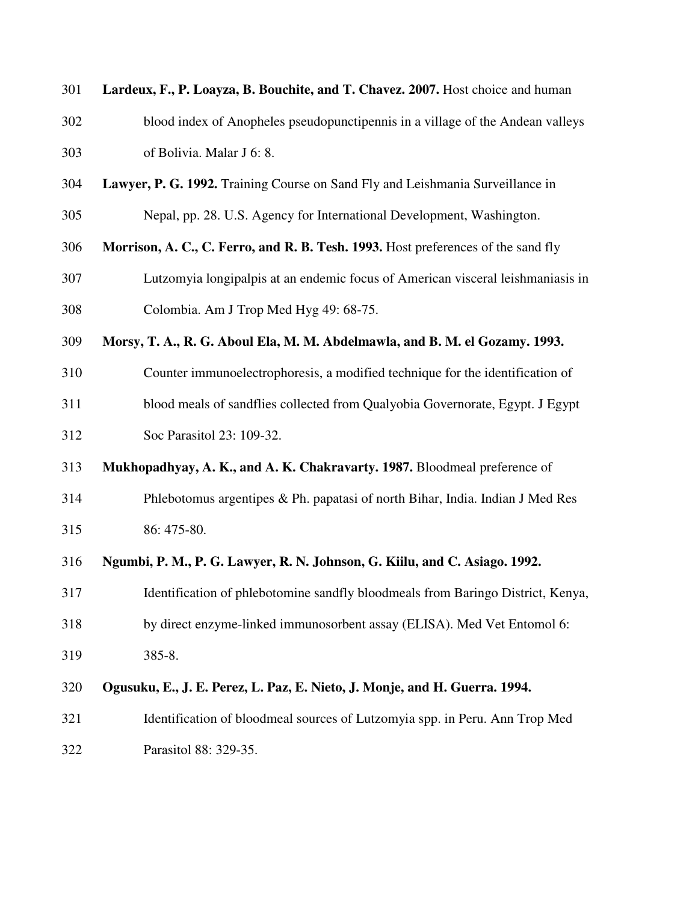**Lardeux, F., P. Loayza, B. Bouchite, and T. Chavez. 2007.** Host choice and human blood index of Anopheles pseudopunctipennis in a village of the Andean valleys of Bolivia. Malar J 6: 8.

**Lawyer, P. G. 1992.** Training Course on Sand Fly and Leishmania Surveillance in Nepal, pp. 28. U.S. Agency for International Development, Washington.

**Morrison, A. C., C. Ferro, and R. B. Tesh. 1993.** Host preferences of the sand fly Lutzomyia longipalpis at an endemic focus of American visceral leishmaniasis in Colombia. Am J Trop Med Hyg 49: 68-75.

**Morsy, T. A., R. G. Aboul Ela, M. M. Abdelmawla, and B. M. el Gozamy. 1993.** Counter immunoelectrophoresis, a modified technique for the identification of blood meals of sandflies collected from Qualyobia Governorate, Egypt. J Egypt Soc Parasitol 23: 109-32.

**Mukhopadhyay, A. K., and A. K. Chakravarty. 1987.** Bloodmeal preference of Phlebotomus argentipes & Ph. papatasi of north Bihar, India. Indian J Med Res 86: 475-80.

**Ngumbi, P. M., P. G. Lawyer, R. N. Johnson, G. Kiilu, and C. Asiago. 1992.** Identification of phlebotomine sandfly bloodmeals from Baringo District, Kenya, by direct enzyme-linked immunosorbent assay (ELISA). Med Vet Entomol 6: 385-8.

**Ogusuku, E., J. E. Perez, L. Paz, E. Nieto, J. Monje, and H. Guerra. 1994.** Identification of bloodmeal sources of Lutzomyia spp. in Peru. Ann Trop Med Parasitol 88: 329-35.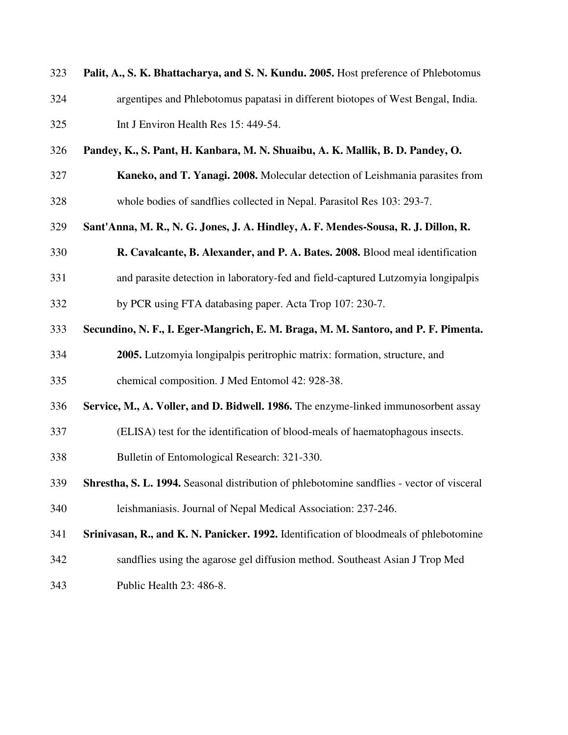**Palit, A., S. K. Bhattacharya, and S. N. Kundu. 2005.** Host preference of Phlebotomus argentipes and Phlebotomus papatasi in different biotopes of West Bengal, India. Int J Environ Health Res 15: 449-54.

**Pandey, K., S. Pant, H. Kanbara, M. N. Shuaibu, A. K. Mallik, B. D. Pandey, O. Kaneko, and T. Yanagi. 2008.** Molecular detection of Leishmania parasites from whole bodies of sandflies collected in Nepal. Parasitol Res 103: 293-7.

**Sant'Anna, M. R., N. G. Jones, J. A. Hindley, A. F. Mendes-Sousa, R. J. Dillon, R. R. Cavalcante, B. Alexander, and P. A. Bates. 2008.** Blood meal identification and parasite detection in laboratory-fed and field-captured Lutzomyia longipalpis by PCR using FTA databasing paper. Acta Trop 107: 230-7.

**Secundino, N. F., I. Eger-Mangrich, E. M. Braga, M. M. Santoro, and P. F. Pimenta. 2005.** Lutzomyia longipalpis peritrophic matrix: formation, structure, and chemical composition. J Med Entomol 42: 928-38.

**Service, M., A. Voller, and D. Bidwell. 1986.** The enzyme-linked immunosorbent assay (ELISA) test for the identification of blood-meals of haematophagous insects. Bulletin of Entomological Research: 321-330.

**Shrestha, S. L. 1994.** Seasonal distribution of phlebotomine sandflies - vector of visceral leishmaniasis. Journal of Nepal Medical Association: 237-246.

**Srinivasan, R., and K. N. Panicker. 1992.** Identification of bloodmeals of phlebotomine sandflies using the agarose gel diffusion method. Southeast Asian J Trop Med Public Health 23: 486-8.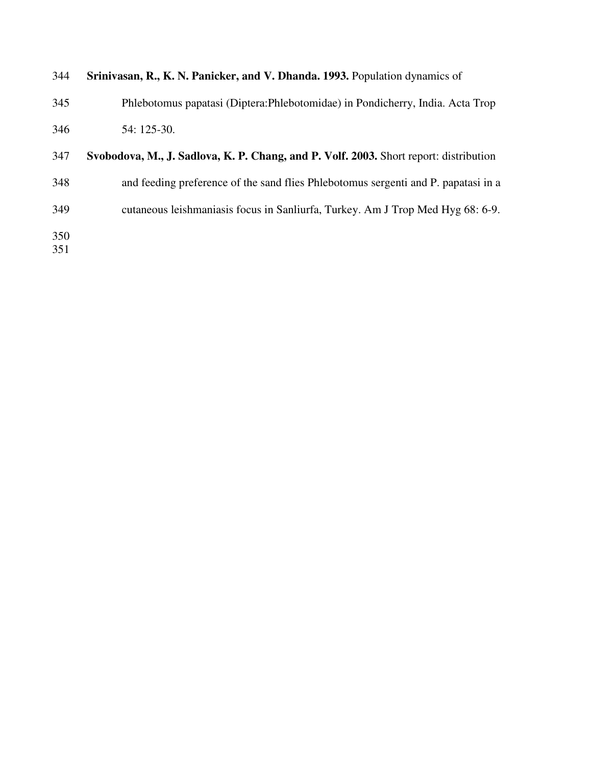**Srinivasan, R., K. N. Panicker, and V. Dhanda. 1993.** Population dynamics of Phlebotomus papatasi (Diptera:Phlebotomidae) in Pondicherry, India. Acta Trop 54: 125-30.

**Svobodova, M., J. Sadlova, K. P. Chang, and P. Volf. 2003.** Short report: distribution and feeding preference of the sand flies Phlebotomus sergenti and P. papatasi in a cutaneous leishmaniasis focus in Sanliurfa, Turkey. Am J Trop Med Hyg 68: 6-9.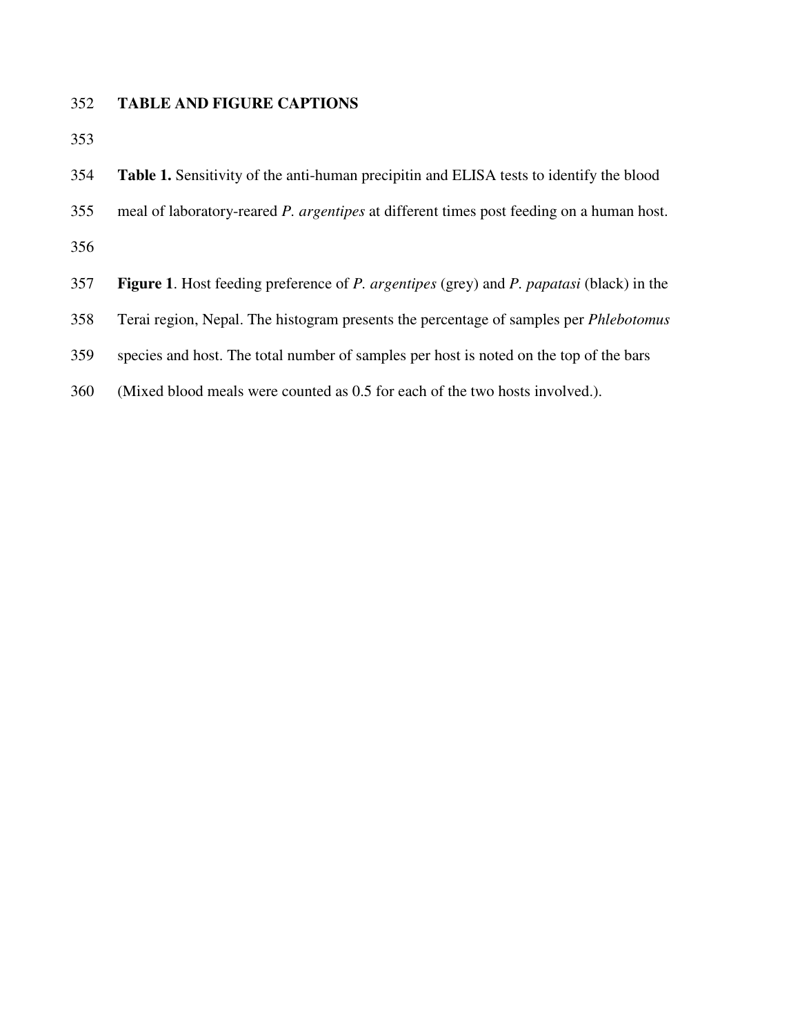## TABLE AND FIGURE CAPTIONS

**Table 1.** Sensitivity of the anti-human precipitin and ELISA tests to identify the blood meal of laboratory-reared *P. argentipes* at different times post feeding on a human host.

**Figure 1**. Host feeding preference of *P. argentipes* (grey) and *P. papatasi* (black) in the Terai region, Nepal. The histogram presents the percentage of samples per *Phlebotomus* species and host. The total number of samples per host is noted on the top of the bars (Mixed blood meals were counted as 0.5 for each of the two hosts involved.).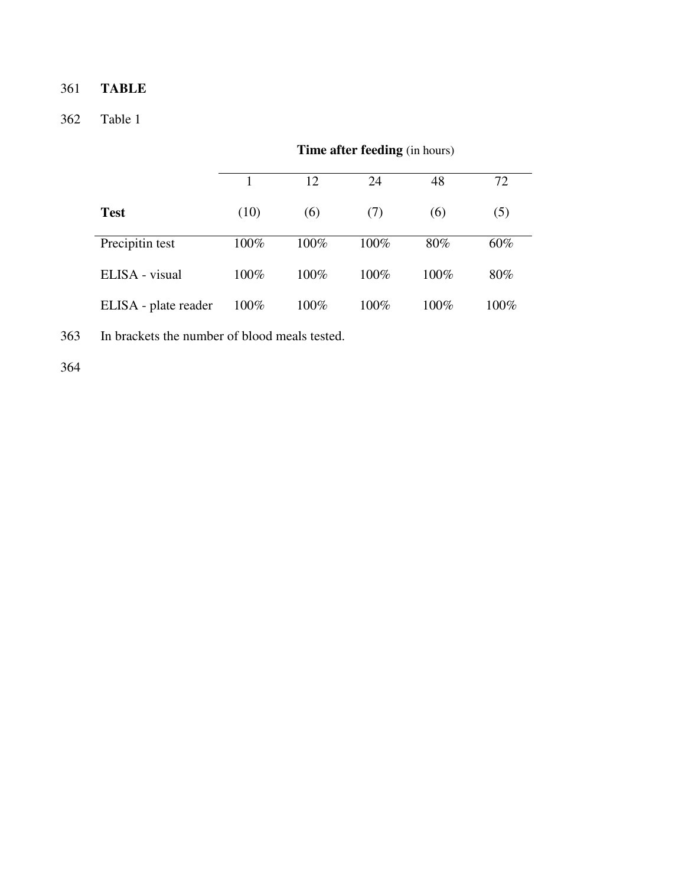**TABLE**

Table 1

| | **Time after feeding** (in hours) | | | | |
|---|---|---|---|---|---|
| | 1 | 12 | 24 | 48 | 72 |
| **Test** | (10) | (6) | (7) | (6) | (5) |
| Precipitin test | 100% | 100% | 100% | 80% | 60% |
| ELISA - visual | 100% | 100% | 100% | 100% | 80% |
| ELISA - plate reader | 100% | 100% | 100% | 100% | 100% |

In brackets the number of blood meals tested.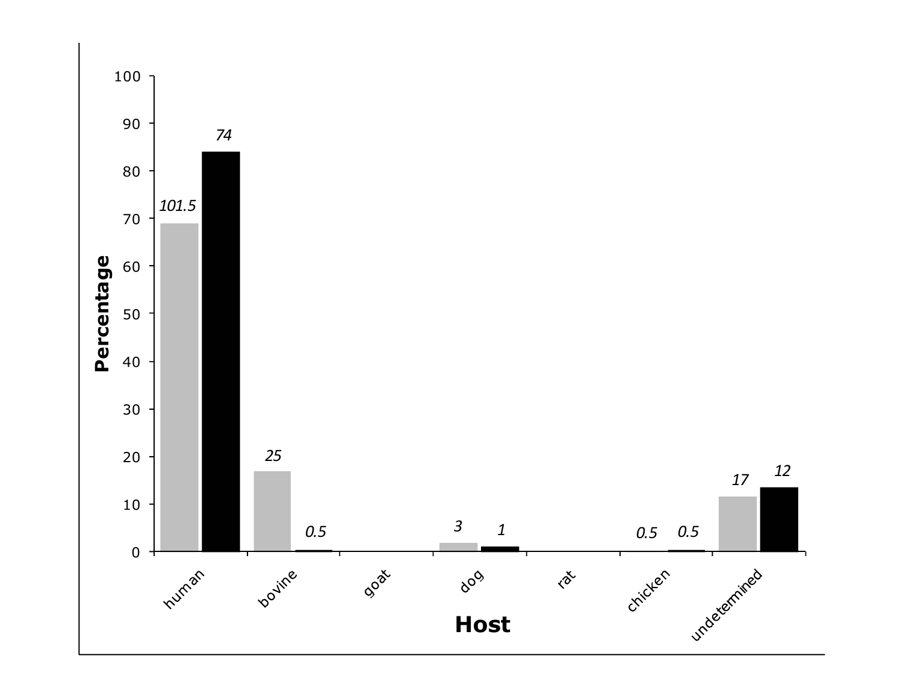100
90
80
70
60
50
40
30
20
10
0

Percentage

74
101.5
25
0.5
3
1
0.5
0.5
17
12

human
bovine
goat
dog
rat
chicken
undetemined

Host